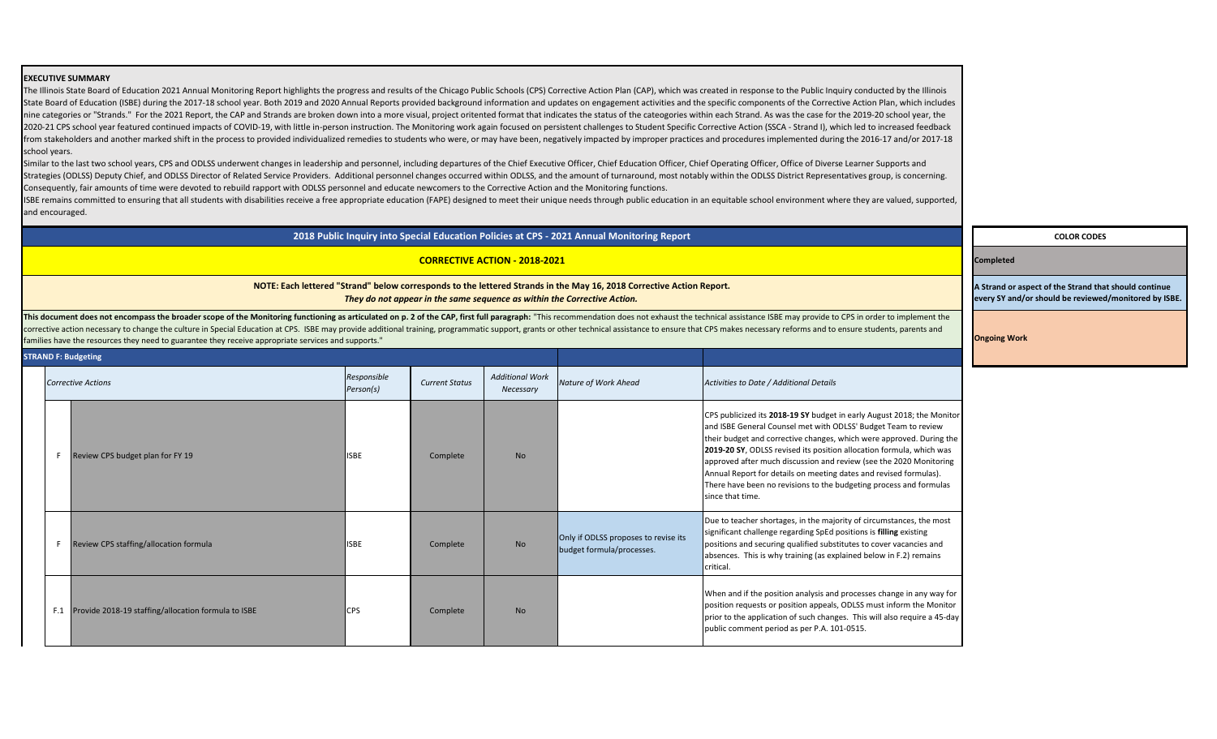## EXECUTIVE SUMMARY

The Illinois State Board of Education 2021 Annual Monitoring Report highlights the progress and results of the Chicago Public Schools (CPS) Corrective Action Plan (CAP), which was created in response to the Public Inquiry conducted by the Illinois State Board of Education (ISBE) during the 2017-18 school year. Both 2019 and 2020 Annual Reports provided background information and updates on engagement activities and the specific components of the Corrective Action Plan, which includes nine categories or "Strands." For the 2021 Report, the CAP and Strands are broken down into a more visual, project oritented format that indicates the status of the cateogories within each Strand. As was the case for the 2019-20 school year, the 2020-21 CPS school year featured continued impacts of COVID-19, with little in-person instruction. The Monitoring work again focused on persistent challenges to Student Specific Corrective Action (SSCA - Strand I), which led to increased feedback from stakeholders and another marked shift in the process to provided individualized remedies to students who were, or may have been, negatively impacted by improper practices and procedures implemented during the 2016-17 and/or 2017-18 school years.

Similar to the last two school years, CPS and ODLSS underwent changes in leadership and personnel, including departures of the Chief Executive Officer, Chief Education Officer, Chief Operating Officer, Office of Diverse Learner Supports and Strategies (ODLSS) Deputy Chief, and ODLSS Director of Related Service Providers. Additional personnel changes occurred within ODLSS, and the amount of turnaround, most notably within the ODLSS District Representatives group, is concerning. Consequently, fair amounts of time were devoted to rebuild rapport with ODLSS personnel and educate newcomers to the Corrective Action and the Monitoring functions.

ISBE remains committed to ensuring that all students with disabilities receive a free appropriate education (FAPE) designed to meet their unique needs through public education in an equitable school environment where they are valued, supported, and encouraged.

## 2018 Public Inquiry into Special Education Policies at CPS - 2021 Annual Monitoring Report

### CORRECTIVE ACTION - 2018-2021

**NOTE: Each lettered "Strand" below corresponds to the lettered Strands in the May 16, 2018 Corrective Action Report.**
***They do not appear in the same sequence as within the Corrective Action.***

**This document does not encompass the broader scope of the Monitoring functioning as articulated on p. 2 of the CAP, first full paragraph: "This recommendation does not exhaust the technical assistance ISBE may provide to CPS in order to implement the corrective action necessary to change the culture in Special Education at CPS. ISBE may provide additional training, programmatic support, grants or other technical assistance to ensure that CPS makes necessary reforms and to ensure students, parents and families have the resources they need to guarantee they receive appropriate services and supports."**

| COLOR CODES |
|---|
| Completed |
| A Strand or aspect of the Strand that should continue every SY and/or should be reviewed/monitored by ISBE. |
| Ongoing Work |

**STRAND F: Budgeting**

| | *Corrective Actions* | *Responsible Person(s)* | *Current Status* | *Additional Work Necessary* | *Nature of Work Ahead* | *Activities to Date / Additional Details* |
|---|---|---|---|---|---|---|
| F | Review CPS budget plan for FY 19 | ISBE | Complete | No | | CPS publicized its **2018-19 SY** budget in early August 2018; the Monitor and ISBE General Counsel met with ODLSS' Budget Team to review their budget and corrective changes, which were approved. During the **2019-20 SY**, ODLSS revised its position allocation formula, which was approved after much discussion and review (see the 2020 Monitoring Annual Report for details on meeting dates and revised formulas). There have been no revisions to the budgeting process and formulas since that time. |
| F | Review CPS staffing/allocation formula | ISBE | Complete | No | Only if ODLSS proposes to revise its budget formula/processes. | Due to teacher shortages, in the majority of circumstances, the most significant challenge regarding SpEd positions is **filling** existing positions and securing qualified substitutes to cover vacancies and absences. This is why training (as explained below in F.2) remains critical. |
| F.1 | Provide 2018-19 staffing/allocation formula to ISBE | CPS | Complete | No | | When and if the position analysis and processes change in any way for position requests or position appeals, ODLSS must inform the Monitor prior to the application of such changes. This will also require a 45-day public comment period as per P.A. 101-0515. |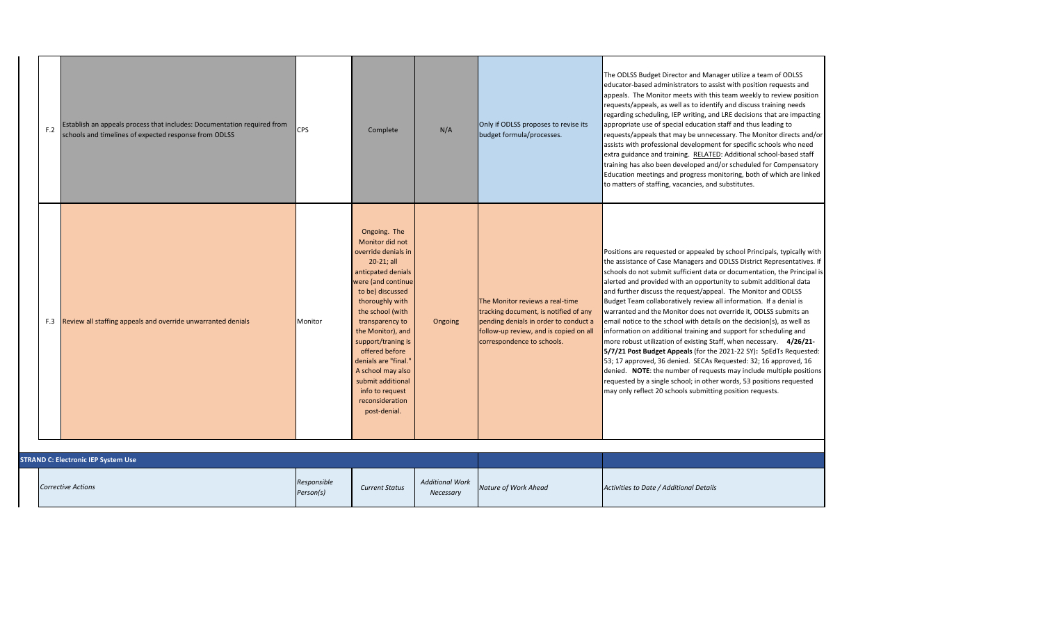| | | | | | | |
|---|---|---|---|---|---|---|
| F.2 | Establish an appeals process that includes: Documentation required from schools and timelines of expected response from ODLSS | CPS | Complete | N/A | Only if ODLSS proposes to revise its budget formula/processes. | The ODLSS Budget Director and Manager utilize a team of ODLSS educator-based administrators to assist with position requests and appeals. The Monitor meets with this team weekly to review position requests/appeals, as well as to identify and discuss training needs regarding scheduling, IEP writing, and LRE decisions that are impacting appropriate use of special education staff and thus leading to requests/appeals that may be unnecessary. The Monitor directs and/or assists with professional development for specific schools who need extra guidance and training. RELATED: Additional school-based staff training has also been developed and/or scheduled for Compensatory Education meetings and progress monitoring, both of which are linked to matters of staffing, vacancies, and substitutes. |
| F.3 | Review all staffing appeals and override unwarranted denials | Monitor | Ongoing. The Monitor did not override denials in 20-21; all anticpated denials were (and continue to be) discussed thoroughly with the school (with transparency to the Monitor), and support/traning is offered before denials are "final." A school may also submit additional info to request reconsideration post-denial. | Ongoing | The Monitor reviews a real-time tracking document, is notified of any pending denials in order to conduct a follow-up review, and is copied on all correspondence to schools. | Positions are requested or appealed by school Principals, typically with the assistance of Case Managers and ODLSS District Representatives. If schools do not submit sufficient data or documentation, the Principal is alerted and provided with an opportunity to submit additional data and further discuss the request/appeal. The Monitor and ODLSS Budget Team collaboratively review all information. If a denial is warranted and the Monitor does not override it, ODLSS submits an email notice to the school with details on the decision(s), as well as information on additional training and support for scheduling and more robust utilization of existing Staff, when necessary. **4/26/21-5/7/21 Post Budget Appeals** (for the 2021-22 SY)**:** SpEdTs Requested: 53; 17 approved, 36 denied. SECAs Requested: 32; 16 approved, 16 denied. **NOTE**: the number of requests may include multiple positions requested by a single school; in other words, 53 positions requested may only reflect 20 schools submitting position requests. |

**STRAND C: Electronic IEP System Use**

| | *Corrective Actions* | *Responsible Person(s)* | *Current Status* | *Additional Work Necessary* | *Nature of Work Ahead* | *Activities to Date / Additional Details* |
|---|---|---|---|---|---|---|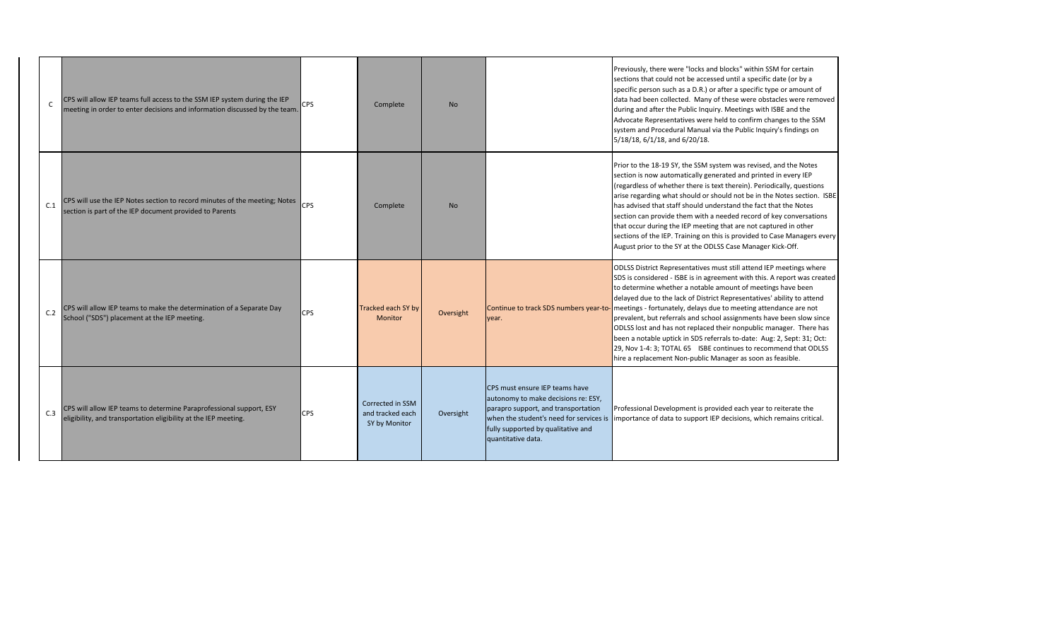| | | | | | | |
|---|---|---|---|---|---|---|
| C | CPS will allow IEP teams full access to the SSM IEP system during the IEP meeting in order to enter decisions and information discussed by the team. | CPS | Complete | No | | Previously, there were "locks and blocks" within SSM for certain sections that could not be accessed until a specific date (or by a specific person such as a D.R.) or after a specific type or amount of data had been collected. Many of these were obstacles were removed during and after the Public Inquiry. Meetings with ISBE and the Advocate Representatives were held to confirm changes to the SSM system and Procedural Manual via the Public Inquiry's findings on 5/18/18, 6/1/18, and 6/20/18. |
| C.1 | CPS will use the IEP Notes section to record minutes of the meeting; Notes section is part of the IEP document provided to Parents | CPS | Complete | No | | Prior to the 18-19 SY, the SSM system was revised, and the Notes section is now automatically generated and printed in every IEP (regardless of whether there is text therein). Periodically, questions arise regarding what should or should not be in the Notes section. ISBE has advised that staff should understand the fact that the Notes section can provide them with a needed record of key conversations that occur during the IEP meeting that are not captured in other sections of the IEP. Training on this is provided to Case Managers every August prior to the SY at the ODLSS Case Manager Kick-Off. |
| C.2 | CPS will allow IEP teams to make the determination of a Separate Day School ("SDS") placement at the IEP meeting. | CPS | Tracked each SY by Monitor | Oversight | Continue to track SDS numbers year-to-year. | ODLSS District Representatives must still attend IEP meetings where SDS is considered - ISBE is in agreement with this. A report was created to determine whether a notable amount of meetings have been delayed due to the lack of District Representatives' ability to attend meetings - fortunately, delays due to meeting attendance are not prevalent, but referrals and school assignments have been slow since ODLSS lost and has not replaced their nonpublic manager. There has been a notable uptick in SDS referrals to-date: Aug: 2, Sept: 31; Oct: 29, Nov 1-4: 3; TOTAL 65 ISBE continues to recommend that ODLSS hire a replacement Non-public Manager as soon as feasible. |
| C.3 | CPS will allow IEP teams to determine Paraprofessional support, ESY eligibility, and transportation eligibility at the IEP meeting. | CPS | Corrected in SSM and tracked each SY by Monitor | Oversight | CPS must ensure IEP teams have autonomy to make decisions re: ESY, parapro support, and transportation when the student's need for services is fully supported by qualitative and quantitative data. | Professional Development is provided each year to reiterate the importance of data to support IEP decisions, which remains critical. |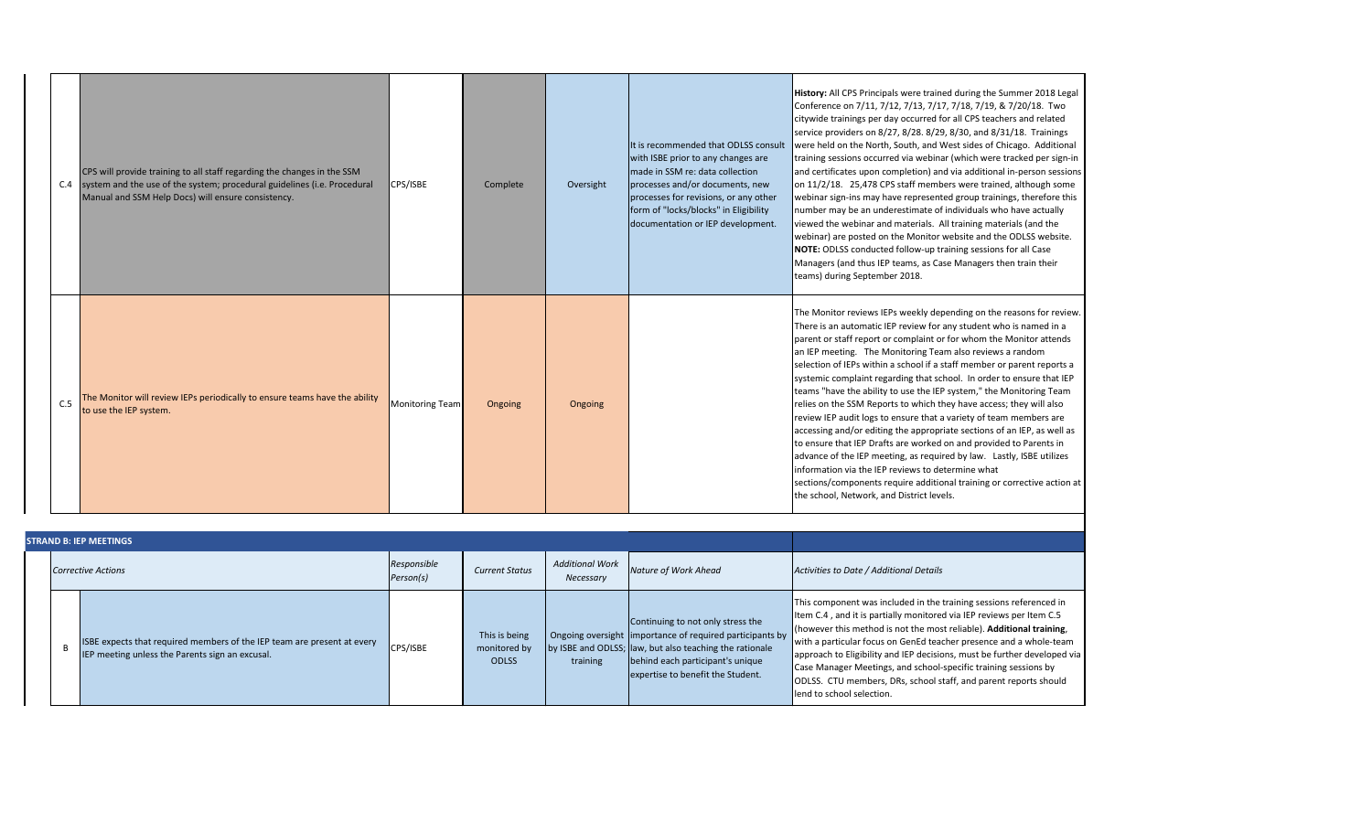| | | | | | | |
|---|---|---|---|---|---|---|
| C.4 | CPS will provide training to all staff regarding the changes in the SSM system and the use of the system; procedural guidelines (i.e. Procedural Manual and SSM Help Docs) will ensure consistency. | CPS/ISBE | Complete | Oversight | It is recommended that ODLSS consult with ISBE prior to any changes are made in SSM re: data collection processes and/or documents, new processes for revisions, or any other form of "locks/blocks" in Eligibility documentation or IEP development. | **History:** All CPS Principals were trained during the Summer 2018 Legal Conference on 7/11, 7/12, 7/13, 7/17, 7/18, 7/19, & 7/20/18. Two citywide trainings per day occurred for all CPS teachers and related service providers on 8/27, 8/28. 8/29, 8/30, and 8/31/18. Trainings were held on the North, South, and West sides of Chicago. Additional training sessions occurred via webinar (which were tracked per sign-in and certificates upon completion) and via additional in-person sessions on 11/2/18. 25,478 CPS staff members were trained, although some webinar sign-ins may have represented group trainings, therefore this number may be an underestimate of individuals who have actually viewed the webinar and materials. All training materials (and the webinar) are posted on the Monitor website and the ODLSS website. **NOTE:** ODLSS conducted follow-up training sessions for all Case Managers (and thus IEP teams, as Case Managers then train their teams) during September 2018. |
| C.5 | The Monitor will review IEPs periodically to ensure teams have the ability to use the IEP system. | Monitoring Team | Ongoing | Ongoing | | The Monitor reviews IEPs weekly depending on the reasons for review. There is an automatic IEP review for any student who is named in a parent or staff report or complaint or for whom the Monitor attends an IEP meeting. The Monitoring Team also reviews a random selection of IEPs within a school if a staff member or parent reports a systemic complaint regarding that school. In order to ensure that IEP teams "have the ability to use the IEP system," the Monitoring Team relies on the SSM Reports to which they have access; they will also review IEP audit logs to ensure that a variety of team members are accessing and/or editing the appropriate sections of an IEP, as well as to ensure that IEP Drafts are worked on and provided to Parents in advance of the IEP meeting, as required by law. Lastly, ISBE utilizes information via the IEP reviews to determine what sections/components require additional training or corrective action at the school, Network, and District levels. |

**STRAND B: IEP MEETINGS**

| | *Corrective Actions* | *Responsible Person(s)* | *Current Status* | *Additional Work Necessary* | *Nature of Work Ahead* | *Activities to Date / Additional Details* |
|---|---|---|---|---|---|---|
| B | ISBE expects that required members of the IEP team are present at every IEP meeting unless the Parents sign an excusal. | CPS/ISBE | This is being monitored by ODLSS | Ongoing oversight by ISBE and ODLSS; training | Continuing to not only stress the importance of required participants by law, but also teaching the rationale behind each participant's unique expertise to benefit the Student. | This component was included in the training sessions referenced in Item C.4 , and it is partially monitored via IEP reviews per Item C.5 (however this method is not the most reliable). **Additional training**, with a particular focus on GenEd teacher presence and a whole-team approach to Eligibility and IEP decisions, must be further developed via Case Manager Meetings, and school-specific training sessions by ODLSS. CTU members, DRs, school staff, and parent reports should lend to school selection. |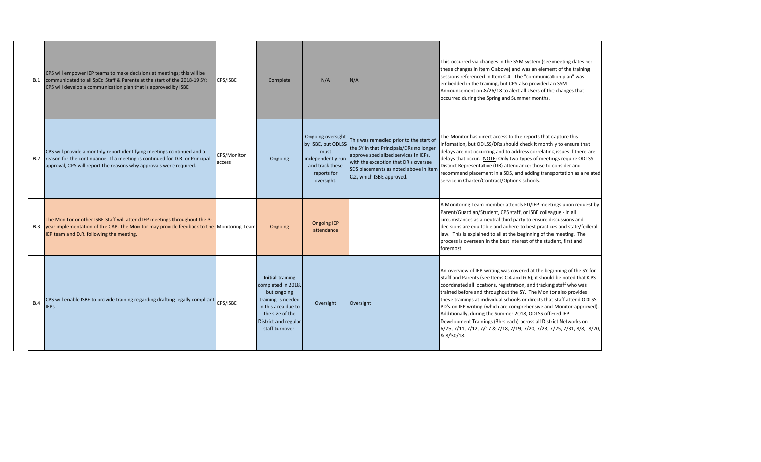| | | | | | | |
|---|---|---|---|---|---|---|
| B.1 | CPS will empower IEP teams to make decisions at meetings; this will be communicated to all SpEd Staff & Parents at the start of the 2018-19 SY; CPS will develop a communication plan that is approved by ISBE | CPS/ISBE | Complete | N/A | N/A | This occurred via changes in the SSM system (see meeting dates re: these changes in Item C above) and was an element of the training sessions referenced in Item C.4. The "communication plan" was embedded in the training, but CPS also provided an SSM Announcement on 8/26/18 to alert all Users of the changes that occurred during the Spring and Summer months. |
| B.2 | CPS will provide a monthly report identifying meetings continued and a reason for the continuance. If a meeting is continued for D.R. or Principal approval, CPS will report the reasons why approvals were required. | CPS/Monitor access | Ongoing | Ongoing oversight by ISBE, but ODLSS must independently run and track these reports for oversight. | This was remedied prior to the start of the SY in that Principals/DRs no longer approve specialized services in IEPs, with the exception that DR's oversee SDS placements as noted above in Item C.2, which ISBE approved. | The Monitor has direct access to the reports that capture this infomation, but ODLSS/DRs should check it monthly to ensure that delays are not occurring and to address correlating issues if there are delays that occur. NOTE: Only two types of meetings require ODLSS District Representative (DR) attendance: those to consider and recommend placement in a SDS, and adding transportation as a related service in Charter/Contract/Options schools. |
| B.3 | The Monitor or other ISBE Staff will attend IEP meetings throughout the 3-year implementation of the CAP. The Monitor may provide feedback to the IEP team and D.R. following the meeting. | Monitoring Team | Ongoing | Ongoing IEP attendance | | A Monitoring Team member attends ED/IEP meetings upon request by Parent/Guardian/Student, CPS staff, or ISBE colleague - in all circumstances as a neutral third party to ensure discussions and decisions are equitable and adhere to best practices and state/federal law. This is explained to all at the beginning of the meeting. The process is overseen in the best interest of the student, first and foremost. |
| B.4 | CPS will enable ISBE to provide training regarding drafting legally compliant IEPs | CPS/ISBE | **Initial** training completed in 2018, but ongoing training is needed in this area due to the size of the District and regular staff turnover. | Oversight | Oversight | An overview of IEP writing was covered at the beginning of the SY for Staff and Parents (see Items C.4 and G.6); it should be noted that CPS coordinated all locations, registration, and tracking staff who was trained before and throughout the SY. The Monitor also provides these trainings at individual schools or directs that staff attend ODLSS PD's on IEP writing (which are comprehensive and Monitor-approved). Additionally, during the Summer 2018, ODLSS offered IEP Development Trainings (3hrs each) across all District Networks on 6/25, 7/11, 7/12, 7/17 & 7/18, 7/19, 7/20, 7/23, 7/25, 7/31, 8/8, 8/20, & 8/30/18. |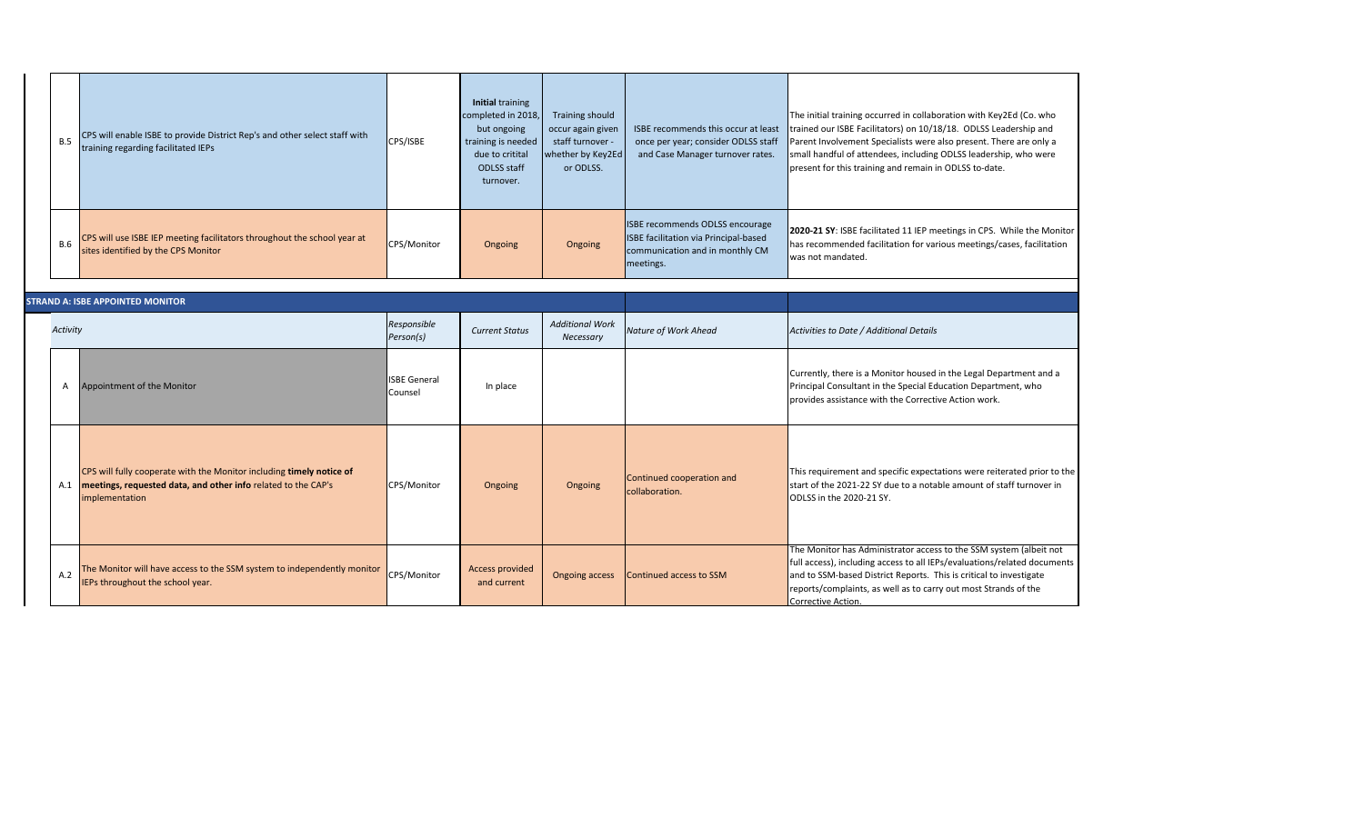| | | | | | | |
|---|---|---|---|---|---|---|
| B.5 | CPS will enable ISBE to provide District Rep's and other select staff with training regarding facilitated IEPs | CPS/ISBE | **Initial** training completed in 2018, but ongoing training is needed due to critital ODLSS staff turnover. | Training should occur again given staff turnover - whether by Key2Ed or ODLSS. | ISBE recommends this occur at least once per year; consider ODLSS staff and Case Manager turnover rates. | The initial training occurred in collaboration with Key2Ed (Co. who trained our ISBE Facilitators) on 10/18/18. ODLSS Leadership and Parent Involvement Specialists were also present. There are only a small handful of attendees, including ODLSS leadership, who were present for this training and remain in ODLSS to-date. |
| B.6 | CPS will use ISBE IEP meeting facilitators throughout the school year at sites identified by the CPS Monitor | CPS/Monitor | Ongoing | Ongoing | ISBE recommends ODLSS encourage ISBE facilitation via Principal-based communication and in monthly CM meetings. | **2020-21 SY**: ISBE facilitated 11 IEP meetings in CPS. While the Monitor has recommended facilitation for various meetings/cases, facilitation was not mandated. |

| **STRAND A: ISBE APPOINTED MONITOR** | | | | | | |
|---|---|---|---|---|---|---|
| *Activity* | | *Responsible Person(s)* | *Current Status* | *Additional Work Necessary* | *Nature of Work Ahead* | *Activities to Date / Additional Details* |
| A | Appointment of the Monitor | ISBE General Counsel | In place | | | Currently, there is a Monitor housed in the Legal Department and a Principal Consultant in the Special Education Department, who provides assistance with the Corrective Action work. |
| A.1 | CPS will fully cooperate with the Monitor including **timely notice of meetings, requested data, and other info** related to the CAP's implementation | CPS/Monitor | Ongoing | Ongoing | Continued cooperation and collaboration. | This requirement and specific expectations were reiterated prior to the start of the 2021-22 SY due to a notable amount of staff turnover in ODLSS in the 2020-21 SY. |
| A.2 | The Monitor will have access to the SSM system to independently monitor IEPs throughout the school year. | CPS/Monitor | Access provided and current | Ongoing access | Continued access to SSM | The Monitor has Administrator access to the SSM system (albeit not full access), including access to all IEPs/evaluations/related documents and to SSM-based District Reports. This is critical to investigate reports/complaints, as well as to carry out most Strands of the Corrective Action. |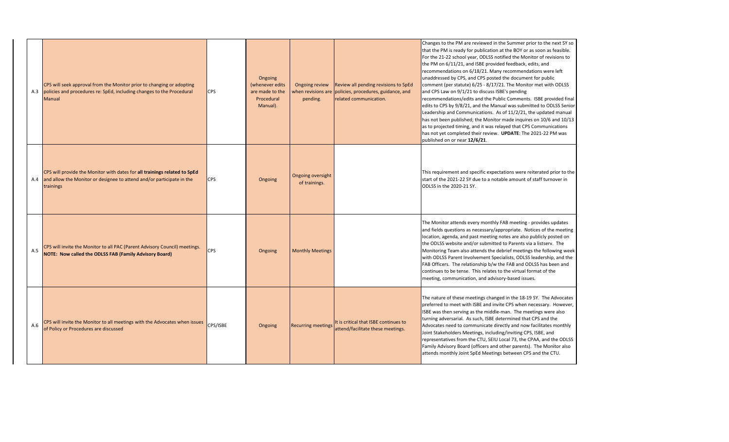| | | | | | | |
|---|---|---|---|---|---|---|
| A.3 | CPS will seek approval from the Monitor prior to changing or adopting policies and procedures re: SpEd, including changes to the Procedural Manual | CPS | Ongoing (whenever edits are made to the Procedural Manual). | Ongoing review when revisions are pending. | Review all pending revisions to SpEd policies, procedures, guidance, and related communication. | Changes to the PM are reviewed in the Summer prior to the next SY so that the PM is ready for publication at the BOY or as soon as feasible. For the 21-22 school year, ODLSS notified the Monitor of revisions to the PM on 6/11/21, and ISBE provided feedback, edits, and recommendations on 6/18/21. Many recommendations were left unaddressed by CPS, and CPS posted the document for public comment (per statute) 6/25 - 8/17/21. The Monitor met with ODLSS and CPS Law on 9/1/21 to discuss ISBE's pending recommendations/edits and the Public Comments. ISBE provided final edits to CPS by 9/8/21, and the Manual was submitted to ODLSS Senior Leadership and Communications. As of 11/2/21, the updated manual has not been published; the Monitor made inquires on 10/6 and 10/13 as to projected timing, and it was relayed that CPS Communications has not yet completed their review. **UPDATE**: The 2021-22 PM was published on or near **12/6/21**. |
| A.4 | CPS will provide the Monitor with dates for **all trainings related to SpEd** and allow the Monitor or designee to attend and/or participate in the trainings | CPS | Ongoing | Ongoing oversight of trainings. | | This requirement and specific expectations were reiterated prior to the start of the 2021-22 SY due to a notable amount of staff turnover in ODLSS in the 2020-21 SY. |
| A.5 | CPS will invite the Monitor to all PAC (Parent Advisory Council) meetings. **NOTE: Now called the ODLSS FAB (Family Advisory Board)** | CPS | Ongoing | Monthly Meetings | | The Monitor attends every monthly FAB meeting - provides updates and fields questions as necessary/appropriate. Notices of the meeting location, agenda, and past meeting notes are also publicly posted on the ODLSS website and/or submitted to Parents via a listserv. The Monitoring Team also attends the debrief meetings the following week with ODLSS Parent Involvement Specialists, ODLSS leadership, and the FAB Officers. The relationship b/w the FAB and ODLSS has been and continues to be tense. This relates to the virtual format of the meeting, communication, and advisory-based issues. |
| A.6 | CPS will invite the Monitor to all meetings with the Advocates when issues of Policy or Procedures are discussed | CPS/ISBE | Ongoing | Recurring meetings | It is critical that ISBE continues to attend/facilitate these meetings. | The nature of these meetings changed in the 18-19 SY. The Advocates preferred to meet with ISBE and invite CPS when necessary. However, ISBE was then serving as the middle-man. The meetings were also turning adversarial. As such, ISBE determined that CPS and the Advocates need to communicate directly and now facilitates monthly Joint Stakeholders Meetings, including/inviting CPS, ISBE, and representatives from the CTU, SEIU Local 73, the CPAA, and the ODLSS Family Advisory Board (officers and other parents). The Monitor also attends monthly Joint SpEd Meetings between CPS and the CTU. |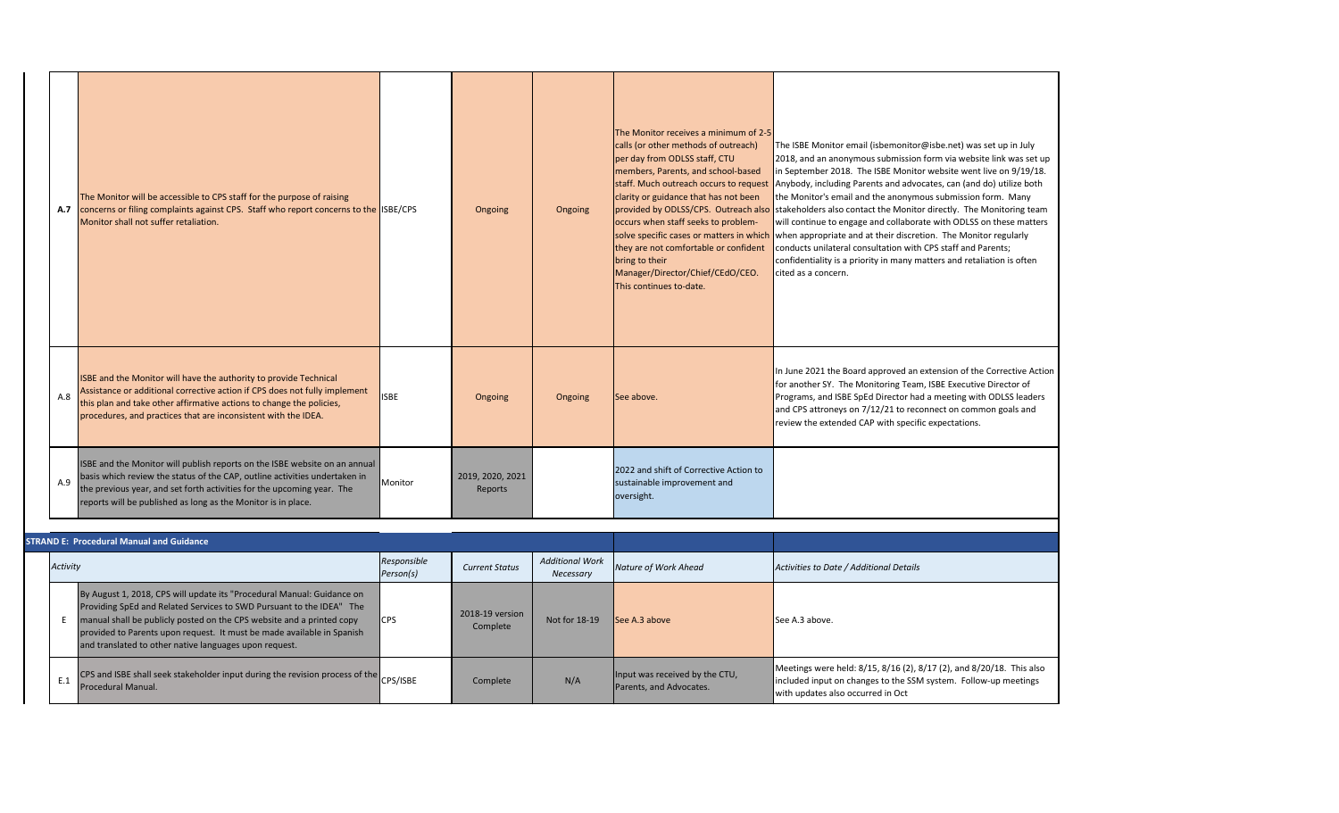| | | | | | | |
|---|---|---|---|---|---|---|
| **A.7** | The Monitor will be accessible to CPS staff for the purpose of raising concerns or filing complaints against CPS. Staff who report concerns to the Monitor shall not suffer retaliation. | ISBE/CPS | Ongoing | Ongoing | The Monitor receives a minimum of 2-5 calls (or other methods of outreach) per day from ODLSS staff, CTU members, Parents, and school-based staff. Much outreach occurs to request clarity or guidance that has not been provided by ODLSS/CPS. Outreach also occurs when staff seeks to problem-solve specific cases or matters in which they are not comfortable or confident bring to their Manager/Director/Chief/CEdO/CEO. This continues to-date. | The ISBE Monitor email (isbemonitor@isbe.net) was set up in July 2018, and an anonymous submission form via website link was set up in September 2018. The ISBE Monitor website went live on 9/19/18. Anybody, including Parents and advocates, can (and do) utilize both the Monitor's email and the anonymous submission form. Many stakeholders also contact the Monitor directly. The Monitoring team will continue to engage and collaborate with ODLSS on these matters when appropriate and at their discretion. The Monitor regularly conducts unilateral consultation with CPS staff and Parents; confidentiality is a priority in many matters and retaliation is often cited as a concern. |
| A.8 | ISBE and the Monitor will have the authority to provide Technical Assistance or additional corrective action if CPS does not fully implement this plan and take other affirmative actions to change the policies, procedures, and practices that are inconsistent with the IDEA. | ISBE | Ongoing | Ongoing | See above. | In June 2021 the Board approved an extension of the Corrective Action for another SY. The Monitoring Team, ISBE Executive Director of Programs, and ISBE SpEd Director had a meeting with ODLSS leaders and CPS attroneys on 7/12/21 to reconnect on common goals and review the extended CAP with specific expectations. |
| A.9 | ISBE and the Monitor will publish reports on the ISBE website on an annual basis which review the status of the CAP, outline activities undertaken in the previous year, and set forth activities for the upcoming year. The reports will be published as long as the Monitor is in place. | Monitor | 2019, 2020, 2021 Reports | | 2022 and shift of Corrective Action to sustainable improvement and oversight. | |
| **STRAND E: Procedural Manual and Guidance** | | | | | | |
| *Activity* | | *Responsible Person(s)* | *Current Status* | *Additional Work Necessary* | *Nature of Work Ahead* | *Activities to Date / Additional Details* |
| E | By August 1, 2018, CPS will update its "Procedural Manual: Guidance on Providing SpEd and Related Services to SWD Pursuant to the IDEA" The manual shall be publicly posted on the CPS website and a printed copy provided to Parents upon request. It must be made available in Spanish and translated to other native languages upon request. | CPS | 2018-19 version Complete | Not for 18-19 | See A.3 above | See A.3 above. |
| E.1 | CPS and ISBE shall seek stakeholder input during the revision process of the Procedural Manual. | CPS/ISBE | Complete | N/A | Input was received by the CTU, Parents, and Advocates. | Meetings were held: 8/15, 8/16 (2), 8/17 (2), and 8/20/18. This also included input on changes to the SSM system. Follow-up meetings with updates also occurred in Oct |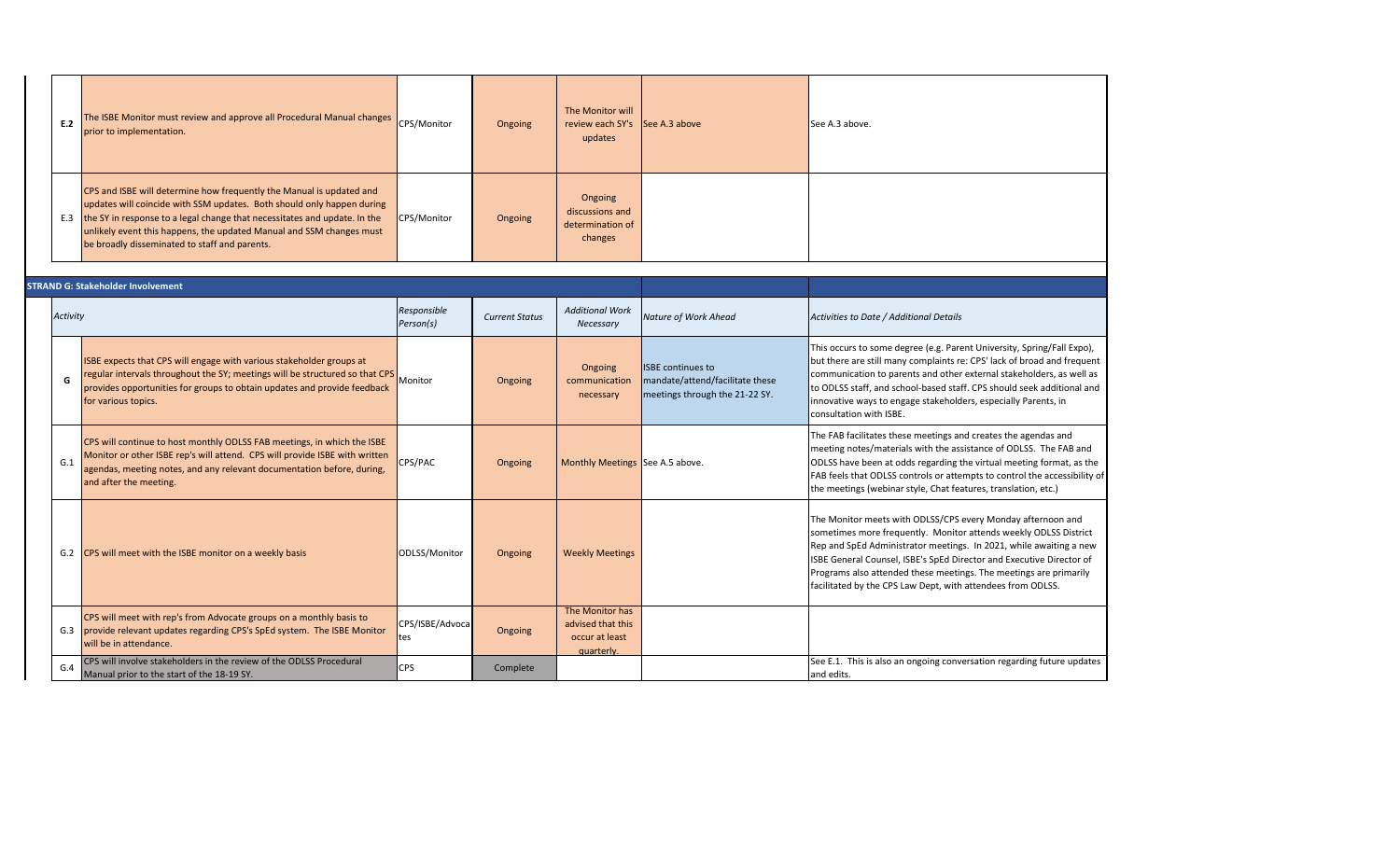| | | | | | | |
|---|---|---|---|---|---|---|
| **E.2** | The ISBE Monitor must review and approve all Procedural Manual changes prior to implementation. | CPS/Monitor | Ongoing | The Monitor will review each SY's updates | See A.3 above | See A.3 above. |
| E.3 | CPS and ISBE will determine how frequently the Manual is updated and updates will coincide with SSM updates. Both should only happen during the SY in response to a legal change that necessitates and update. In the unlikely event this happens, the updated Manual and SSM changes must be broadly disseminated to staff and parents. | CPS/Monitor | Ongoing | Ongoing discussions and determination of changes | | |

**STRAND G: Stakeholder Involvement**

| | *Activity* | *Responsible Person(s)* | *Current Status* | *Additional Work Necessary* | *Nature of Work Ahead* | *Activities to Date / Additional Details* |
|---|---|---|---|---|---|---|
| G | ISBE expects that CPS will engage with various stakeholder groups at regular intervals throughout the SY; meetings will be structured so that CPS provides opportunities for groups to obtain updates and provide feedback for various topics. | Monitor | Ongoing | Ongoing communication necessary | ISBE continues to mandate/attend/facilitate these meetings through the 21-22 SY. | This occurs to some degree (e.g. Parent University, Spring/Fall Expo), but there are still many complaints re: CPS' lack of broad and frequent communication to parents and other external stakeholders, as well as to ODLSS staff, and school-based staff. CPS should seek additional and innovative ways to engage stakeholders, especially Parents, in consultation with ISBE. |
| G.1 | CPS will continue to host monthly ODLSS FAB meetings, in which the ISBE Monitor or other ISBE rep's will attend. CPS will provide ISBE with written agendas, meeting notes, and any relevant documentation before, during, and after the meeting. | CPS/PAC | Ongoing | Monthly Meetings | See A.5 above. | The FAB facilitates these meetings and creates the agendas and meeting notes/materials with the assistance of ODLSS. The FAB and ODLSS have been at odds regarding the virtual meeting format, as the FAB feels that ODLSS controls or attempts to control the accessibility of the meetings (webinar style, Chat features, translation, etc.) |
| G.2 | CPS will meet with the ISBE monitor on a weekly basis | ODLSS/Monitor | Ongoing | Weekly Meetings | | The Monitor meets with ODLSS/CPS every Monday afternoon and sometimes more frequently. Monitor attends weekly ODLSS District Rep and SpEd Administrator meetings. In 2021, while awaiting a new ISBE General Counsel, ISBE's SpEd Director and Executive Director of Programs also attended these meetings. The meetings are primarily facilitated by the CPS Law Dept, with attendees from ODLSS. |
| G.3 | CPS will meet with rep's from Advocate groups on a monthly basis to provide relevant updates regarding CPS's SpEd system. The ISBE Monitor will be in attendance. | CPS/ISBE/Advocates | Ongoing | The Monitor has advised that this occur at least quarterly. | | |
| G.4 | CPS will involve stakeholders in the review of the ODLSS Procedural Manual prior to the start of the 18-19 SY. | CPS | Complete | | | See E.1. This is also an ongoing conversation regarding future updates and edits. |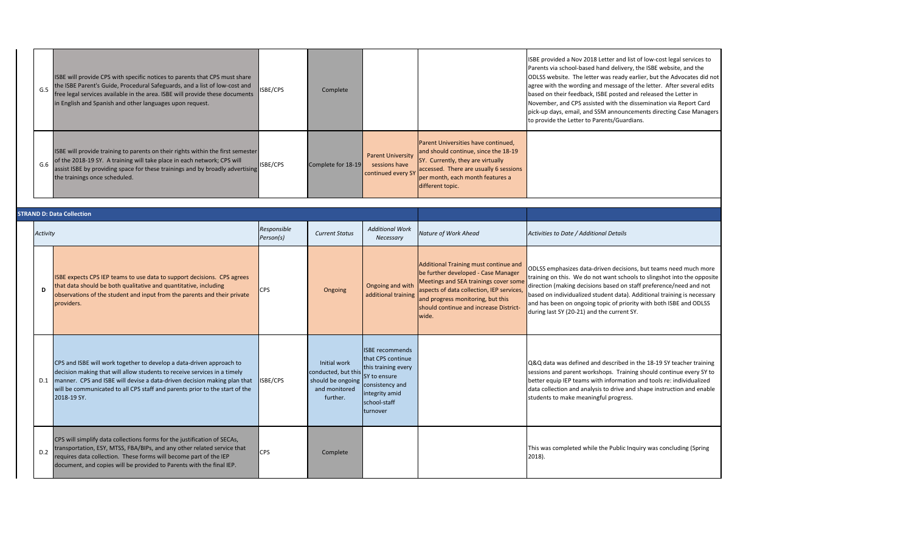| | Activity | Responsible Person(s) | Current Status | Additional Work Necessary | Nature of Work Ahead | Activities to Date / Additional Details |
|---|---|---|---|---|---|---|
| G.5 | ISBE will provide CPS with specific notices to parents that CPS must share the ISBE Parent's Guide, Procedural Safeguards, and a list of low-cost and free legal services available in the area. ISBE will provide these documents in English and Spanish and other languages upon request. | ISBE/CPS | Complete | | | ISBE provided a Nov 2018 Letter and list of low-cost legal services to Parents via school-based hand delivery, the ISBE website, and the ODLSS website. The letter was ready earlier, but the Advocates did not agree with the wording and message of the letter. After several edits based on their feedback, ISBE posted and released the Letter in November, and CPS assisted with the dissemination via Report Card pick-up days, email, and SSM announcements directing Case Managers to provide the Letter to Parents/Guardians. |
| G.6 | ISBE will provide training to parents on their rights within the first semester of the 2018-19 SY. A training will take place in each network; CPS will assist ISBE by providing space for these trainings and by broadly advertising the trainings once scheduled. | ISBE/CPS | Complete for 18-19 | Parent University sessions have continued every SY | Parent Universities have continued, and should continue, since the 18-19 SY. Currently, they are virtually accessed. There are usually 6 sessions per month, each month features a different topic. | |

**STRAND D: Data Collection**

| | *Activity* | *Responsible Person(s)* | *Current Status* | *Additional Work Necessary* | *Nature of Work Ahead* | *Activities to Date / Additional Details* |
|---|---|---|---|---|---|---|
| D | ISBE expects CPS IEP teams to use data to support decisions. CPS agrees that data should be both qualitative and quantitative, including observations of the student and input from the parents and their private providers. | CPS | Ongoing | Ongoing and with additional training | Additional Training must continue and be further developed - Case Manager Meetings and SEA trainings cover some aspects of data collection, IEP services, and progress monitoring, but this should continue and increase District-wide. | ODLSS emphasizes data-driven decisions, but teams need much more training on this. We do not want schools to slingshot into the opposite direction (making decisions based on staff preference/need and not based on individualized student data). Additional training is necessary and has been on ongoing topic of priority with both ISBE and ODLSS during last SY (20-21) and the current SY. |
| D.1 | CPS and ISBE will work together to develop a data-driven approach to decision making that will allow students to receive services in a timely manner. CPS and ISBE will devise a data-driven decision making plan that will be communicated to all CPS staff and parents prior to the start of the 2018-19 SY. | ISBE/CPS | Initial work conducted, but this should be ongoing and monitored further. | ISBE recommends that CPS continue this training every SY to ensure consistency and integrity amid school-staff turnover | | Q&Q data was defined and described in the 18-19 SY teacher training sessions and parent workshops. Training should continue every SY to better equip IEP teams with information and tools re: individualized data collection and analysis to drive and shape instruction and enable students to make meaningful progress. |
| D.2 | CPS will simplify data collections forms for the justification of SECAs, transportation, ESY, MTSS, FBA/BIPs, and any other related service that requires data collection. These forms will become part of the IEP document, and copies will be provided to Parents with the final IEP. | CPS | Complete | | | This was completed while the Public Inquiry was concluding (Spring 2018). |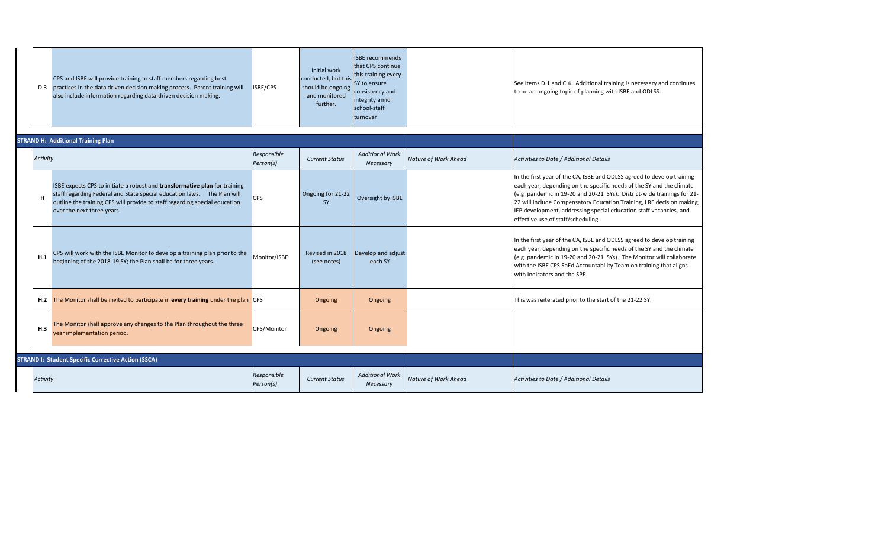| | Activity | Responsible Person(s) | Current Status | Additional Work Necessary | Nature of Work Ahead | Activities to Date / Additional Details |
|---|---|---|---|---|---|---|
| D.3 | CPS and ISBE will provide training to staff members regarding best practices in the data driven decision making process. Parent training will also include information regarding data-driven decision making. | ISBE/CPS | Initial work conducted, but this should be ongoing and monitored further. | ISBE recommends that CPS continue this training every SY to ensure consistency and integrity amid school-staff turnover | | See Items D.1 and C.4. Additional training is necessary and continues to be an ongoing topic of planning with ISBE and ODLSS. |

**STRAND H: Additional Training Plan**

| | Activity | Responsible Person(s) | Current Status | Additional Work Necessary | Nature of Work Ahead | Activities to Date / Additional Details |
|---|---|---|---|---|---|---|
| H | ISBE expects CPS to initiate a robust and **transformative plan** for training staff regarding Federal and State special education laws. The Plan will outline the training CPS will provide to staff regarding special education over the next three years. | CPS | Ongoing for 21-22 SY | Oversight by ISBE | | In the first year of the CA, ISBE and ODLSS agreed to develop training each year, depending on the specific needs of the SY and the climate (e.g. pandemic in 19-20 and 20-21 SYs). District-wide trainings for 21-22 will include Compensatory Education Training, LRE decision making, IEP development, addressing special education staff vacancies, and effective use of staff/scheduling. |
| H.1 | CPS will work with the ISBE Monitor to develop a training plan prior to the beginning of the 2018-19 SY; the Plan shall be for three years. | Monitor/ISBE | Revised in 2018 (see notes) | Develop and adjust each SY | | In the first year of the CA, ISBE and ODLSS agreed to develop training each year, depending on the specific needs of the SY and the climate (e.g. pandemic in 19-20 and 20-21 SYs). The Monitor will collaborate with the ISBE CPS SpEd Accountability Team on training that aligns with Indicators and the SPP. |
| H.2 | The Monitor shall be invited to participate in **every training** under the plan | CPS | Ongoing | Ongoing | | This was reiterated prior to the start of the 21-22 SY. |
| H.3 | The Monitor shall approve any changes to the Plan throughout the three year implementation period. | CPS/Monitor | Ongoing | Ongoing | | |

**STRAND I: Student Specific Corrective Action (SSCA)**

| | Activity | Responsible Person(s) | Current Status | Additional Work Necessary | Nature of Work Ahead | Activities to Date / Additional Details |
|---|---|---|---|---|---|---|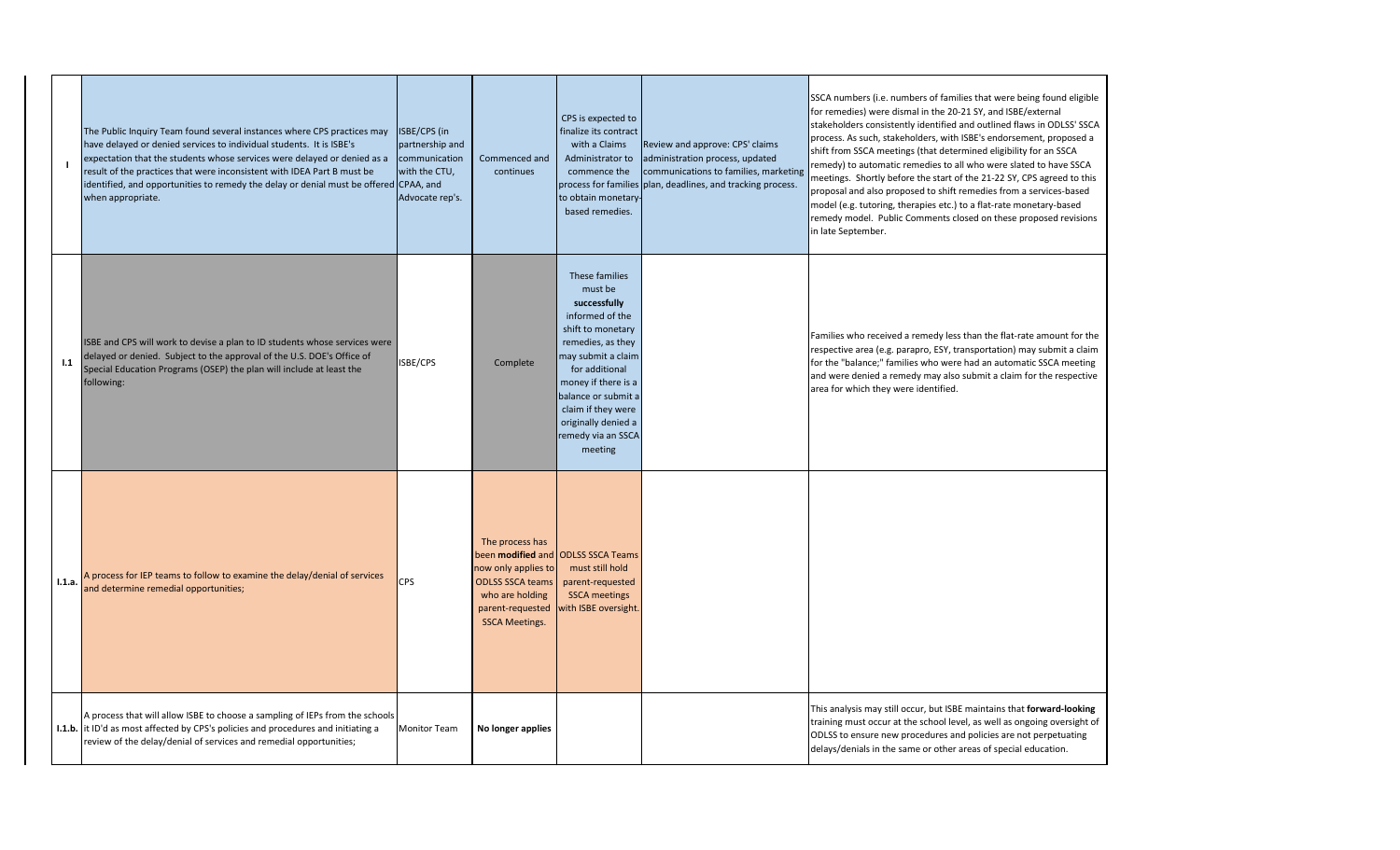| | | | | | | |
|---|---|---|---|---|---|---|
| **I** | The Public Inquiry Team found several instances where CPS practices may have delayed or denied services to individual students. It is ISBE's expectation that the students whose services were delayed or denied as a result of the practices that were inconsistent with IDEA Part B must be identified, and opportunities to remedy the delay or denial must be offered when appropriate. | ISBE/CPS (in partnership and communication with the CTU, CPAA, and Advocate rep's. | Commenced and continues | CPS is expected to finalize its contract with a Claims Administrator to commence the process for families to obtain monetary-based remedies. | Review and approve: CPS' claims administration process, updated communications to families, marketing plan, deadlines, and tracking process. | SSCA numbers (i.e. numbers of families that were being found eligible for remedies) were dismal in the 20-21 SY, and ISBE/external stakeholders consistently identified and outlined flaws in ODLSS' SSCA process. As such, stakeholders, with ISBE's endorsement, proposed a shift from SSCA meetings (that determined eligibility for an SSCA remedy) to automatic remedies to all who were slated to have SSCA meetings. Shortly before the start of the 21-22 SY, CPS agreed to this proposal and also proposed to shift remedies from a services-based model (e.g. tutoring, therapies etc.) to a flat-rate monetary-based remedy model. Public Comments closed on these proposed revisions in late September. |
| **I.1** | ISBE and CPS will work to devise a plan to ID students whose services were delayed or denied. Subject to the approval of the U.S. DOE's Office of Special Education Programs (OSEP) the plan will include at least the following: | ISBE/CPS | Complete | These families must be **successfully** informed of the shift to monetary remedies, as they may submit a claim for additional money if there is a balance or submit a claim if they were originally denied a remedy via an SSCA meeting | | Families who received a remedy less than the flat-rate amount for the respective area (e.g. parapro, ESY, transportation) may submit a claim for the "balance;" families who were had an automatic SSCA meeting and were denied a remedy may also submit a claim for the respective area for which they were identified. |
| **I.1.a.** | A process for IEP teams to follow to examine the delay/denial of services and determine remedial opportunities; | CPS | The process has been **modified** and now only applies to ODLSS SSCA teams who are holding parent-requested SSCA Meetings. | ODLSS SSCA Teams must still hold parent-requested SSCA meetings with ISBE oversight. | | |
| **I.1.b.** | A process that will allow ISBE to choose a sampling of IEPs from the schools it ID'd as most affected by CPS's policies and procedures and initiating a review of the delay/denial of services and remedial opportunities; | Monitor Team | **No longer applies** | | | This analysis may still occur, but ISBE maintains that **forward-looking** training must occur at the school level, as well as ongoing oversight of ODLSS to ensure new procedures and policies are not perpetuating delays/denials in the same or other areas of special education. |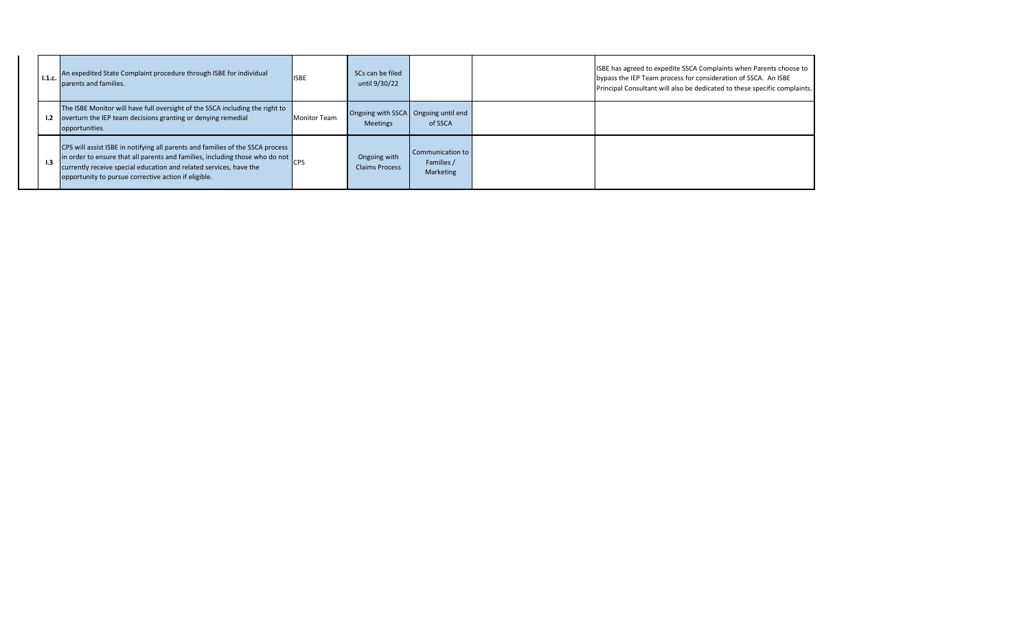| | | | | | | |
|---|---|---|---|---|---|---|
| I.1.c. | An expedited State Complaint procedure through ISBE for individual parents and families. | ISBE | SCs can be filed until 9/30/22 | | | ISBE has agreed to expedite SSCA Complaints when Parents choose to bypass the IEP Team process for consideration of SSCA. An ISBE Principal Consultant will also be dedicated to these specific complaints. |
| I.2 | The ISBE Monitor will have full oversight of the SSCA including the right to overturn the IEP team decisions granting or denying remedial opportunities. | Monitor Team | Ongoing with SSCA Meetings | Ongoing until end of SSCA | | |
| I.3 | CPS will assist ISBE in notifying all parents and families of the SSCA process in order to ensure that all parents and families, including those who do not currently receive special education and related services, have the opportunity to pursue corrective action if eligible. | CPS | Ongoing with Claims Process | Communication to Families / Marketing | | |